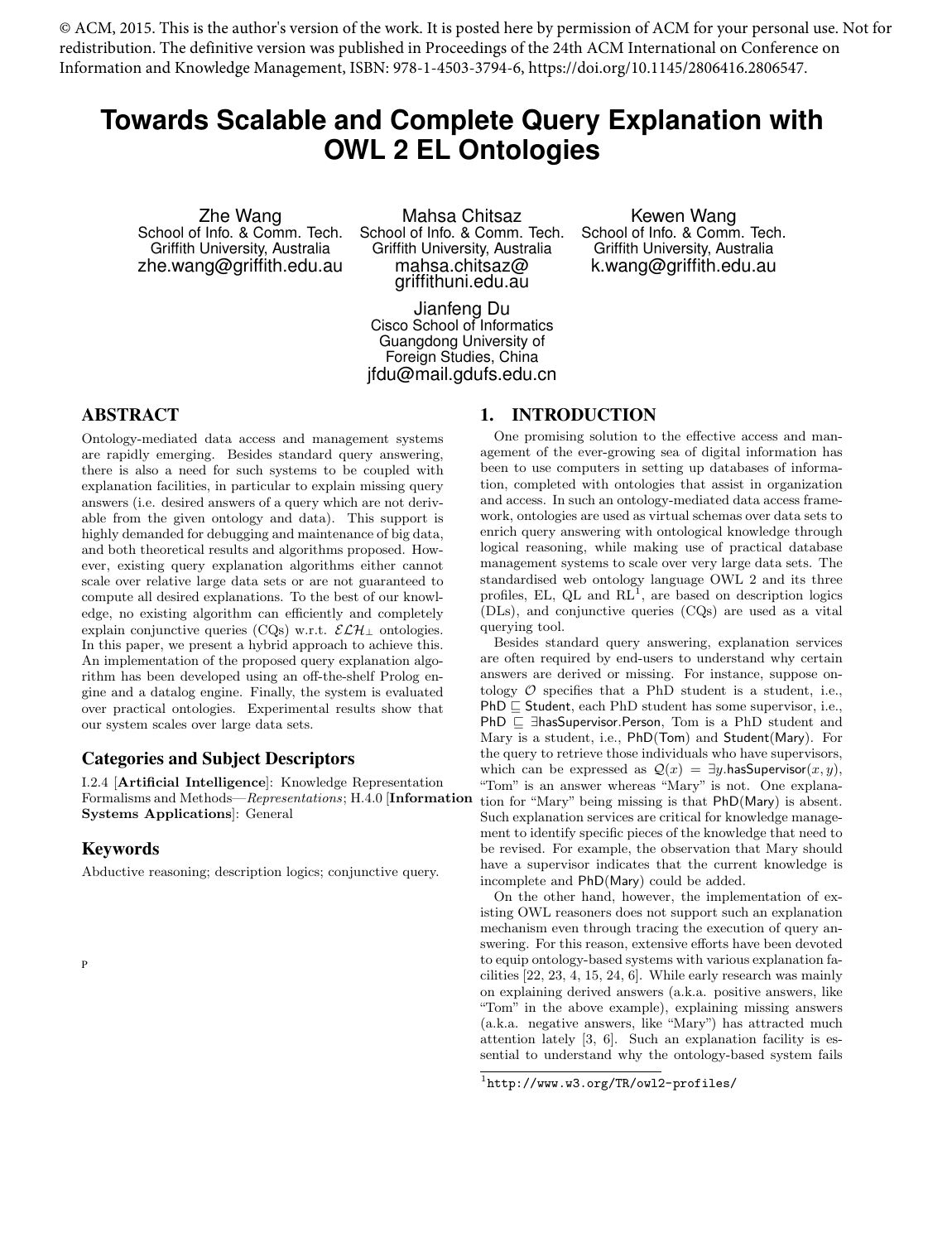© ACM, 2015. This is the author's version of the work. It is posted here by permission of ACM for your personal use. Not for redistribution. The definitive version was published in Proceedings of the 24th ACM International on Conference on Information and Knowledge Management, ISBN: 978-1-4503-3794-6, https://doi.org/10.1145/2806416.2806547.

# Towards Scalable and Complete Query Explanation with OWL 2 EL Ontologies

Zhe Wang
School of Info. & Comm. Tech.
Griffith University, Australia
zhe.wang@griffith.edu.au

Mahsa Chitsaz
School of Info. & Comm. Tech.
Griffith University, Australia
mahsa.chitsaz@griffithuni.edu.au

Kewen Wang
School of Info. & Comm. Tech.
Griffith University, Australia
k.wang@griffith.edu.au

Jianfeng Du
Cisco School of Informatics
Guangdong University of Foreign Studies, China
jfdu@mail.gdufs.edu.cn

## ABSTRACT

Ontology-mediated data access and management systems are rapidly emerging. Besides standard query answering, there is also a need for such systems to be coupled with explanation facilities, in particular to explain missing query answers (i.e. desired answers of a query which are not derivable from the given ontology and data). This support is highly demanded for debugging and maintenance of big data, and both theoretical results and algorithms proposed. However, existing query explanation algorithms either cannot scale over relative large data sets or are not guaranteed to compute all desired explanations. To the best of our knowledge, no existing algorithm can efficiently and completely explain conjunctive queries (CQs) w.r.t. $\mathcal{ELH}_\bot$ ontologies. In this paper, we present a hybrid approach to achieve this. An implementation of the proposed query explanation algorithm has been developed using an off-the-shelf Prolog engine and a datalog engine. Finally, the system is evaluated over practical ontologies. Experimental results show that our system scales over large data sets.

### Categories and Subject Descriptors

I.2.4 [**Artificial Intelligence**]: Knowledge Representation Formalisms and Methods—*Representations*; H.4.0 [**Information Systems Applications**]: General

### Keywords

Abductive reasoning; description logics; conjunctive query.

## 1. INTRODUCTION

One promising solution to the effective access and management of the ever-growing sea of digital information has been to use computers in setting up databases of information, completed with ontologies that assist in organization and access. In such an ontology-mediated data access framework, ontologies are used as virtual schemas over data sets to enrich query answering with ontological knowledge through logical reasoning, while making use of practical database management systems to scale over very large data sets. The standardised web ontology language OWL 2 and its three profiles, EL, QL and RL[1], are based on description logics (DLs), and conjunctive queries (CQs) are used as a vital querying tool.

Besides standard query answering, explanation services are often required by end-users to understand why certain answers are derived or missing. For instance, suppose ontology $\mathcal{O}$ specifies that a PhD student is a student, i.e., $\mathsf{PhD} \sqsubseteq \mathsf{Student}$, each PhD student has some supervisor, i.e., $\mathsf{PhD} \sqsubseteq \exists \mathsf{hasSupervisor}.\mathsf{Person}$, Tom is a PhD student and Mary is a student, i.e., $\mathsf{PhD}(\mathsf{Tom})$ and $\mathsf{Student}(\mathsf{Mary})$. For the query to retrieve those individuals who have supervisors, which can be expressed as $\mathcal{Q}(x) = \exists y.\mathsf{hasSupervisor}(x, y)$, "Tom" is an answer whereas "Mary" is not. One explanation for "Mary" being missing is that $\mathsf{PhD}(\mathsf{Mary})$ is absent. Such explanation services are critical for knowledge management to identify specific pieces of the knowledge that need to be revised. For example, the observation that Mary should have a supervisor indicates that the current knowledge is incomplete and $\mathsf{PhD}(\mathsf{Mary})$ could be added.

On the other hand, however, the implementation of existing OWL reasoners does not support such an explanation mechanism even through tracing the execution of query answering. For this reason, extensive efforts have been devoted to equip ontology-based systems with various explanation facilities [22, 23, 4, 15, 24, 6]. While early research was mainly on explaining derived answers (a.k.a. positive answers, like "Tom" in the above example), explaining missing answers (a.k.a. negative answers, like "Mary") has attracted much attention lately [3, 6]. Such an explanation facility is essential to understand why the ontology-based system fails

[1] http://www.w3.org/TR/owl2-profiles/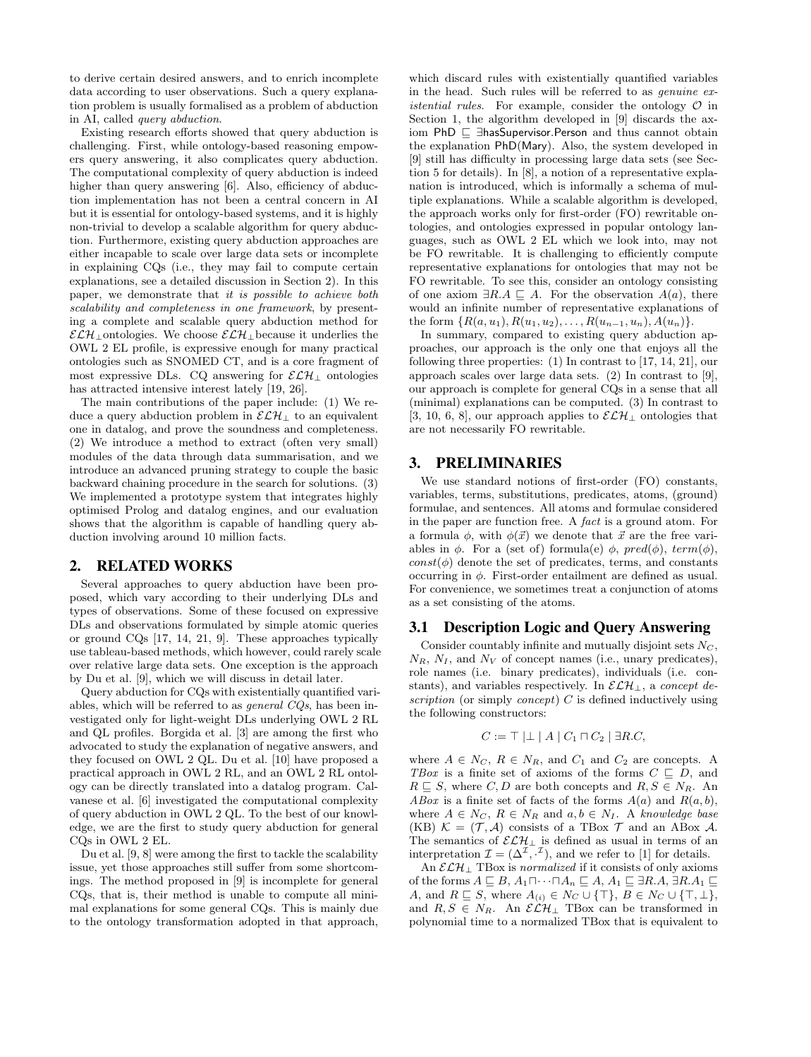to derive certain desired answers, and to enrich incomplete data according to user observations. Such a query explanation problem is usually formalised as a problem of abduction in AI, called *query abduction*.

Existing research efforts showed that query abduction is challenging. First, while ontology-based reasoning empowers query answering, it also complicates query abduction. The computational complexity of query abduction is indeed higher than query answering [6]. Also, efficiency of abduction implementation has not been a central concern in AI but it is essential for ontology-based systems, and it is highly non-trivial to develop a scalable algorithm for query abduction. Furthermore, existing query abduction approaches are either incapable to scale over large data sets or incomplete in explaining CQs (i.e., they may fail to compute certain explanations, see a detailed discussion in Section 2). In this paper, we demonstrate that *it is possible to achieve both scalability and completeness in one framework*, by presenting a complete and scalable query abduction method for $\mathcal{ELH}_\bot$ontologies. We choose $\mathcal{ELH}_\bot$because it underlies the OWL 2 EL profile, is expressive enough for many practical ontologies such as SNOMED CT, and is a core fragment of most expressive DLs. CQ answering for $\mathcal{ELH}_\bot$ ontologies has attracted intensive interest lately [19, 26].

The main contributions of the paper include: (1) We reduce a query abduction problem in $\mathcal{ELH}_\bot$ to an equivalent one in datalog, and prove the soundness and completeness. (2) We introduce a method to extract (often very small) modules of the data through data summarisation, and we introduce an advanced pruning strategy to couple the basic backward chaining procedure in the search for solutions. (3) We implemented a prototype system that integrates highly optimised Prolog and datalog engines, and our evaluation shows that the algorithm is capable of handling query abduction involving around 10 million facts.

## 2. RELATED WORKS

Several approaches to query abduction have been proposed, which vary according to their underlying DLs and types of observations. Some of these focused on expressive DLs and observations formulated by simple atomic queries or ground CQs [17, 14, 21, 9]. These approaches typically use tableau-based methods, which however, could rarely scale over relative large data sets. One exception is the approach by Du et al. [9], which we will discuss in detail later.

Query abduction for CQs with existentially quantified variables, which will be referred to as *general CQs*, has been investigated only for light-weight DLs underlying OWL 2 RL and QL profiles. Borgida et al. [3] are among the first who advocated to study the explanation of negative answers, and they focused on OWL 2 QL. Du et al. [10] have proposed a practical approach in OWL 2 RL, and an OWL 2 RL ontology can be directly translated into a datalog program. Calvanese et al. [6] investigated the computational complexity of query abduction in OWL 2 QL. To the best of our knowledge, we are the first to study query abduction for general CQs in OWL 2 EL.

Du et al. [9, 8] were among the first to tackle the scalability issue, yet those approaches still suffer from some shortcomings. The method proposed in [9] is incomplete for general CQs, that is, their method is unable to compute all minimal explanations for some general CQs. This is mainly due to the ontology transformation adopted in that approach, which discard rules with existentially quantified variables in the head. Such rules will be referred to as *genuine existential rules*. For example, consider the ontology $\mathcal{O}$ in Section 1, the algorithm developed in [9] discards the axiom $\mathsf{PhD} \sqsubseteq \exists \mathsf{hasSupervisor}.\mathsf{Person}$ and thus cannot obtain the explanation $\mathsf{PhD}(\mathsf{Mary})$. Also, the system developed in [9] still has difficulty in processing large data sets (see Section 5 for details). In [8], a notion of a representative explanation is introduced, which is informally a schema of multiple explanations. While a scalable algorithm is developed, the approach works only for first-order (FO) rewritable ontologies, and ontologies expressed in popular ontology languages, such as OWL 2 EL which we look into, may not be FO rewritable. It is challenging to efficiently compute representative explanations for ontologies that may not be FO rewritable. To see this, consider an ontology consisting of one axiom $\exists R.A \sqsubseteq A$. For the observation $A(a)$, there would an infinite number of representative explanations of the form $\{R(a, u_1), R(u_1, u_2), \ldots, R(u_{n-1}, u_n), A(u_n)\}$.

In summary, compared to existing query abduction approaches, our approach is the only one that enjoys all the following three properties: (1) In contrast to [17, 14, 21], our approach scales over large data sets. (2) In contrast to [9], our approach is complete for general CQs in a sense that all (minimal) explanations can be computed. (3) In contrast to [3, 10, 6, 8], our approach applies to $\mathcal{ELH}_\bot$ ontologies that are not necessarily FO rewritable.

## 3. PRELIMINARIES

We use standard notions of first-order (FO) constants, variables, terms, substitutions, predicates, atoms, (ground) formulae, and sentences. All atoms and formulae considered in the paper are function free. A *fact* is a ground atom. For a formula $\phi$, with $\phi(\vec{x})$ we denote that $\vec{x}$ are the free variables in $\phi$. For a (set of) formula(e) $\phi$, $pred(\phi)$, $term(\phi)$, $const(\phi)$ denote the set of predicates, terms, and constants occurring in $\phi$. First-order entailment are defined as usual. For convenience, we sometimes treat a conjunction of atoms as a set consisting of the atoms.

### 3.1 Description Logic and Query Answering

Consider countably infinite and mutually disjoint sets $N_C$, $N_R$, $N_I$, and $N_V$ of concept names (i.e., unary predicates), role names (i.e. binary predicates), individuals (i.e. constants), and variables respectively. In $\mathcal{ELH}_\bot$, a *concept description* (or simply *concept*) $C$ is defined inductively using the following constructors:

$$C := \top \mid \bot \mid A \mid C_1 \sqcap C_2 \mid \exists R.C,$$

where $A \in N_C$, $R \in N_R$, and $C_1$ and $C_2$ are concepts. A *TBox* is a finite set of axioms of the forms $C \sqsubseteq D$, and $R \sqsubseteq S$, where $C, D$ are both concepts and $R, S \in N_R$. An *ABox* is a finite set of facts of the forms $A(a)$ and $R(a, b)$, where $A \in N_C$, $R \in N_R$ and $a, b \in N_I$. A *knowledge base* (KB) $\mathcal{K} = (\mathcal{T}, \mathcal{A})$ consists of a TBox $\mathcal{T}$ and an ABox $\mathcal{A}$. The semantics of $\mathcal{ELH}_\bot$ is defined as usual in terms of an interpretation $\mathcal{I} = (\Delta^\mathcal{I}, \cdot^\mathcal{I})$, and we refer to [1] for details.

An $\mathcal{ELH}_\bot$ TBox is *normalized* if it consists of only axioms of the forms $A \sqsubseteq B$, $A_1 \sqcap \cdots \sqcap A_n \sqsubseteq A$, $A_1 \sqsubseteq \exists R.A$, $\exists R.A_1 \sqsubseteq A$, and $R \sqsubseteq S$, where $A_{(i)} \in N_C \cup \{\top\}$, $B \in N_C \cup \{\top, \bot\}$, and $R, S \in N_R$. An $\mathcal{ELH}_\bot$ TBox can be transformed in polynomial time to a normalized TBox that is equivalent to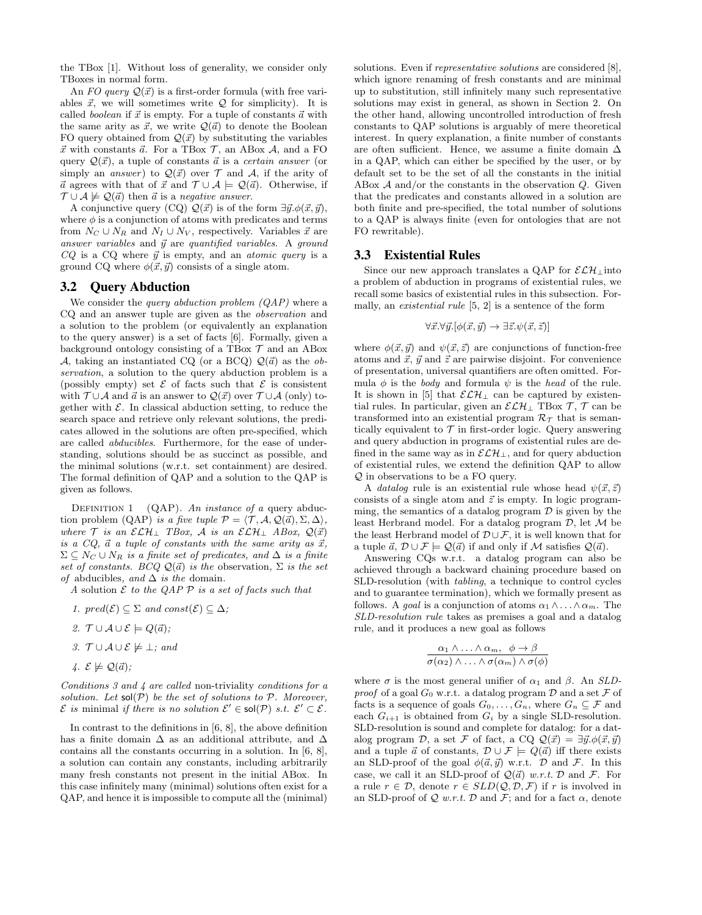the TBox [1]. Without loss of generality, we consider only TBoxes in normal form.

An *FO query* $\mathcal{Q}(\vec{x})$ is a first-order formula (with free variables $\vec{x}$, we will sometimes write $\mathcal{Q}$ for simplicity). It is called *boolean* if $\vec{x}$ is empty. For a tuple of constants $\vec{a}$ with the same arity as $\vec{x}$, we write $\mathcal{Q}(\vec{a})$ to denote the Boolean FO query obtained from $\mathcal{Q}(\vec{x})$ by substituting the variables $\vec{x}$ with constants $\vec{a}$. For a TBox $\mathcal{T}$, an ABox $\mathcal{A}$, and a FO query $\mathcal{Q}(\vec{x})$, a tuple of constants $\vec{a}$ is a *certain answer* (or simply an *answer*) to $\mathcal{Q}(\vec{x})$ over $\mathcal{T}$ and $\mathcal{A}$, if the arity of $\vec{a}$ agrees with that of $\vec{x}$ and $\mathcal{T} \cup \mathcal{A} \models \mathcal{Q}(\vec{a})$. Otherwise, if $\mathcal{T} \cup \mathcal{A} \not\models \mathcal{Q}(\vec{a})$ then $\vec{a}$ is a *negative answer*.

A conjunctive query (CQ) $\mathcal{Q}(\vec{x})$ is of the form $\exists \vec{y}.\phi(\vec{x}, \vec{y})$, where $\phi$ is a conjunction of atoms with predicates and terms from $N_C \cup N_R$ and $N_I \cup N_V$, respectively. Variables $\vec{x}$ are *answer variables* and $\vec{y}$ are *quantified variables*. A *ground CQ* is a CQ where $\vec{y}$ is empty, and an *atomic query* is a ground CQ where $\phi(\vec{x}, \vec{y})$ consists of a single atom.

## 3.2 Query Abduction

We consider the *query abduction problem (QAP)* where a CQ and an answer tuple are given as the *observation* and a solution to the problem (or equivalently an explanation to the query answer) is a set of facts [6]. Formally, given a background ontology consisting of a TBox $\mathcal{T}$ and an ABox $\mathcal{A}$, taking an instantiated CQ (or a BCQ) $\mathcal{Q}(\vec{a})$ as the *observation*, a solution to the query abduction problem is a (possibly empty) set $\mathcal{E}$ of facts such that $\mathcal{E}$ is consistent with $\mathcal{T} \cup \mathcal{A}$ and $\vec{a}$ is an answer to $\mathcal{Q}(\vec{x})$ over $\mathcal{T} \cup \mathcal{A}$ (only) together with $\mathcal{E}$. In classical abduction setting, to reduce the search space and retrieve only relevant solutions, the predicates allowed in the solutions are often pre-specified, which are called *abducibles*. Furthermore, for the ease of understanding, solutions should be as succinct as possible, and the minimal solutions (w.r.t. set containment) are desired. The formal definition of QAP and a solution to the QAP is given as follows.

Definition 1 (QAP). *An instance of a* query abduction problem (QAP) *is a five tuple $\mathcal{P} = \langle \mathcal{T}, \mathcal{A}, \mathcal{Q}(\vec{a}), \Sigma, \Delta \rangle$, where $\mathcal{T}$ is an $\mathcal{ELH}_\bot$ TBox, $\mathcal{A}$ is an $\mathcal{ELH}_\bot$ ABox, $\mathcal{Q}(\vec{x})$ is a CQ, $\vec{a}$ a tuple of constants with the same arity as $\vec{x}$, $\Sigma \subseteq N_C \cup N_R$ is a finite set of predicates, and $\Delta$ is a finite set of constants. BCQ $\mathcal{Q}(\vec{a})$ is the* observation, *$\Sigma$ is the set of* abducibles, *and $\Delta$ is the* domain.

*A solution $\mathcal{E}$ to the QAP $\mathcal{P}$ is a set of facts such that*

1. *$pred(\mathcal{E}) \subseteq \Sigma$ and $const(\mathcal{E}) \subseteq \Delta$;*
2. *$\mathcal{T} \cup \mathcal{A} \cup \mathcal{E} \models Q(\vec{a})$;*
3. *$\mathcal{T} \cup \mathcal{A} \cup \mathcal{E} \not\models \bot$; and*
4. *$\mathcal{E} \not\models \mathcal{Q}(\vec{a})$;*

*Conditions 3 and 4 are called* non-triviality *conditions for a solution. Let $\mathsf{sol}(\mathcal{P})$ be the set of solutions to $\mathcal{P}$. Moreover, $\mathcal{E}$ is* minimal *if there is no solution $\mathcal{E}' \in \mathsf{sol}(\mathcal{P})$ s.t. $\mathcal{E}' \subset \mathcal{E}$.*

In contrast to the definitions in [6, 8], the above definition has a finite domain $\Delta$ as an additional attribute, and $\Delta$ contains all the constants occurring in a solution. In [6, 8], a solution can contain any constants, including arbitrarily many fresh constants not present in the initial ABox. In this case infinitely many (minimal) solutions often exist for a QAP, and hence it is impossible to compute all the (minimal) solutions. Even if *representative solutions* are considered [8], which ignore renaming of fresh constants and are minimal up to substitution, still infinitely many such representative solutions may exist in general, as shown in Section 2. On the other hand, allowing uncontrolled introduction of fresh constants to QAP solutions is arguably of mere theoretical interest. In query explanation, a finite number of constants are often sufficient. Hence, we assume a finite domain $\Delta$ in a QAP, which can either be specified by the user, or by default set to be the set of all the constants in the initial ABox $\mathcal{A}$ and/or the constants in the observation $Q$. Given that the predicates and constants allowed in a solution are both finite and pre-specified, the total number of solutions to a QAP is always finite (even for ontologies that are not FO rewritable).

## 3.3 Existential Rules

Since our new approach translates a QAP for $\mathcal{ELH}_\bot$ into a problem of abduction in programs of existential rules, we recall some basics of existential rules in this subsection. Formally, an *existential rule* [5, 2] is a sentence of the form

$$\forall \vec{x}.\forall \vec{y}.[\phi(\vec{x}, \vec{y}) \rightarrow \exists \vec{z}.\psi(\vec{x}, \vec{z})]$$

where $\phi(\vec{x}, \vec{y})$ and $\psi(\vec{x}, \vec{z})$ are conjunctions of function-free atoms and $\vec{x}$, $\vec{y}$ and $\vec{z}$ are pairwise disjoint. For convenience of presentation, universal quantifiers are often omitted. Formula $\phi$ is the *body* and formula $\psi$ is the *head* of the rule. It is shown in [5] that $\mathcal{ELH}_\bot$ can be captured by existential rules. In particular, given an $\mathcal{ELH}_\bot$ TBox $\mathcal{T}$, $\mathcal{T}$ can be transformed into an existential program $\mathcal{R}_\mathcal{T}$ that is semantically equivalent to $\mathcal{T}$ in first-order logic. Query answering and query abduction in programs of existential rules are defined in the same way as in $\mathcal{ELH}_\bot$, and for query abduction of existential rules, we extend the definition QAP to allow $\mathcal{Q}$ in observations to be a FO query.

A *datalog* rule is an existential rule whose head $\psi(\vec{x}, \vec{z})$ consists of a single atom and $\vec{z}$ is empty. In logic programming, the semantics of a datalog program $\mathcal{D}$ is given by the least Herbrand model. For a datalog program $\mathcal{D}$, let $\mathcal{M}$ be the least Herbrand model of $\mathcal{D} \cup \mathcal{F}$, it is well known that for a tuple $\vec{a}$, $\mathcal{D} \cup \mathcal{F} \models \mathcal{Q}(\vec{a})$ if and only if $\mathcal{M}$ satisfies $\mathcal{Q}(\vec{a})$.

Answering CQs w.r.t. a datalog program can also be achieved through a backward chaining procedure based on SLD-resolution (with *tabling*, a technique to control cycles and to guarantee termination), which we formally present as follows. A *goal* is a conjunction of atoms $\alpha_1 \wedge \ldots \wedge \alpha_m$. The *SLD-resolution rule* takes as premises a goal and a datalog rule, and it produces a new goal as follows

$$\frac{\alpha_1 \wedge \ldots \wedge \alpha_m, \quad \phi \rightarrow \beta}{\sigma(\alpha_2) \wedge \ldots \wedge \sigma(\alpha_m) \wedge \sigma(\phi)}$$

where $\sigma$ is the most general unifier of $\alpha_1$ and $\beta$. An *SLD-proof* of a goal $G_0$ w.r.t. a datalog program $\mathcal{D}$ and a set $\mathcal{F}$ of facts is a sequence of goals $G_0, \ldots, G_n$, where $G_n \subseteq \mathcal{F}$ and each $G_{i+1}$ is obtained from $G_i$ by a single SLD-resolution. SLD-resolution is sound and complete for datalog: for a datalog program $\mathcal{D}$, a set $\mathcal{F}$ of fact, a CQ $\mathcal{Q}(\vec{x}) = \exists \vec{y}.\phi(\vec{x}, \vec{y})$ and a tuple $\vec{a}$ of constants, $\mathcal{D} \cup \mathcal{F} \models Q(\vec{a})$ iff there exists an SLD-proof of the goal $\phi(\vec{a}, \vec{y})$ w.r.t. $\mathcal{D}$ and $\mathcal{F}$. In this case, we call it an SLD-proof of $\mathcal{Q}(\vec{a})$ *w.r.t.* $\mathcal{D}$ and $\mathcal{F}$. For a rule $r \in \mathcal{D}$, denote $r \in SLD(\mathcal{Q}, \mathcal{D}, \mathcal{F})$ if $r$ is involved in an SLD-proof of $\mathcal{Q}$ *w.r.t.* $\mathcal{D}$ and $\mathcal{F}$; and for a fact $\alpha$, denote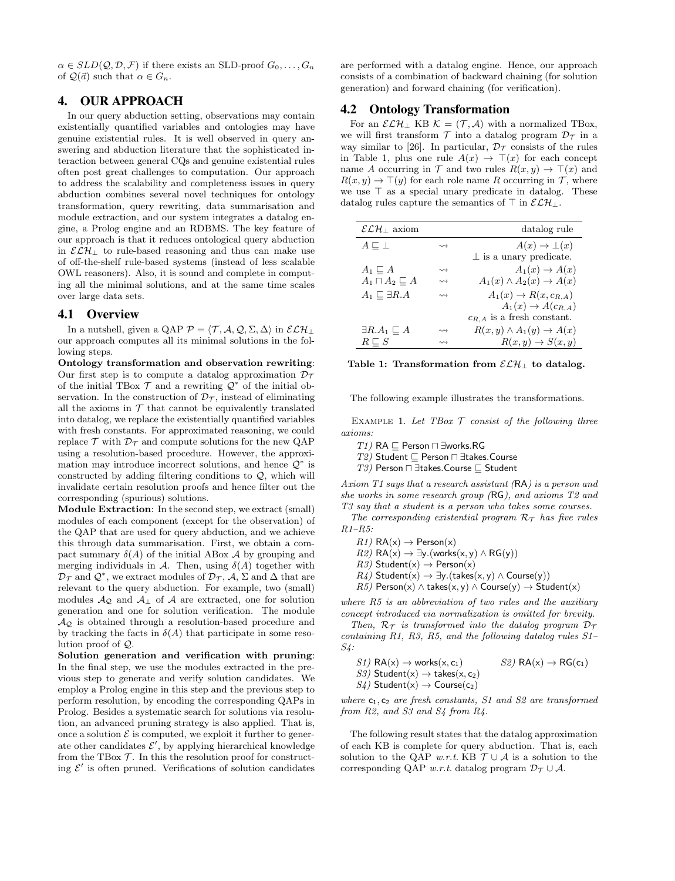$\alpha \in SLD(\mathcal{Q}, \mathcal{D}, \mathcal{F})$ if there exists an SLD-proof $G_0, \ldots, G_n$ of $\mathcal{Q}(\vec{a})$ such that $\alpha \in G_n$.

## 4. OUR APPROACH

In our query abduction setting, observations may contain existentially quantified variables and ontologies may have genuine existential rules. It is well observed in query answering and abduction literature that the sophisticated interaction between general CQs and genuine existential rules often post great challenges to computation. Our approach to address the scalability and completeness issues in query abduction combines several novel techniques for ontology transformation, query rewriting, data summarisation and module extraction, and our system integrates a datalog engine, a Prolog engine and an RDBMS. The key feature of our approach is that it reduces ontological query abduction in $\mathcal{ELH}_\bot$ to rule-based reasoning and thus can make use of off-the-shelf rule-based systems (instead of less scalable OWL reasoners). Also, it is sound and complete in computing all the minimal solutions, and at the same time scales over large data sets.

### 4.1 Overview

In a nutshell, given a QAP $\mathcal{P} = \langle \mathcal{T}, \mathcal{A}, \mathcal{Q}, \Sigma, \Delta \rangle$ in $\mathcal{ELH}_\bot$ our approach computes all its minimal solutions in the following steps.

**Ontology transformation and observation rewriting**: Our first step is to compute a datalog approximation $\mathcal{D}_\mathcal{T}$ of the initial TBox $\mathcal{T}$ and a rewriting $\mathcal{Q}^*$ of the initial observation. In the construction of $\mathcal{D}_\mathcal{T}$, instead of eliminating all the axioms in $\mathcal{T}$ that cannot be equivalently translated into datalog, we replace the existentially quantified variables with fresh constants. For approximated reasoning, we could replace $\mathcal{T}$ with $\mathcal{D}_\mathcal{T}$ and compute solutions for the new QAP using a resolution-based procedure. However, the approximation may introduce incorrect solutions, and hence $\mathcal{Q}^*$ is constructed by adding filtering conditions to $\mathcal{Q}$, which will invalidate certain resolution proofs and hence filter out the corresponding (spurious) solutions.

**Module Extraction**: In the second step, we extract (small) modules of each component (except for the observation) of the QAP that are used for query abduction, and we achieve this through data summarisation. First, we obtain a compact summary $\delta(A)$ of the initial ABox $\mathcal{A}$ by grouping and merging individuals in $\mathcal{A}$. Then, using $\delta(A)$ together with $\mathcal{D}_\mathcal{T}$ and $\mathcal{Q}^*$, we extract modules of $\mathcal{D}_\mathcal{T}$, $\mathcal{A}$, $\Sigma$ and $\Delta$ that are relevant to the query abduction. For example, two (small) modules $\mathcal{A}_\mathcal{Q}$ and $\mathcal{A}_\bot$ of $\mathcal{A}$ are extracted, one for solution generation and one for solution verification. The module $\mathcal{A}_\mathcal{Q}$ is obtained through a resolution-based procedure and by tracking the facts in $\delta(A)$ that participate in some resolution proof of $\mathcal{Q}$.

**Solution generation and verification with pruning**: In the final step, we use the modules extracted in the previous step to generate and verify solution candidates. We employ a Prolog engine in this step and the previous step to perform resolution, by encoding the corresponding QAPs in Prolog. Besides a systematic search for solutions via resolution, an advanced pruning strategy is also applied. That is, once a solution $\mathcal{E}$ is computed, we exploit it further to generate other candidates $\mathcal{E}'$, by applying hierarchical knowledge from the TBox $\mathcal{T}$. In this the resolution proof for constructing $\mathcal{E}'$ is often pruned. Verifications of solution candidates are performed with a datalog engine. Hence, our approach consists of a combination of backward chaining (for solution generation) and forward chaining (for verification).

### 4.2 Ontology Transformation

For an $\mathcal{ELH}_\bot$ KB $\mathcal{K} = (\mathcal{T}, \mathcal{A})$ with a normalized TBox, we will first transform $\mathcal{T}$ into a datalog program $\mathcal{D}_\mathcal{T}$ in a way similar to [26]. In particular, $\mathcal{D}_\mathcal{T}$ consists of the rules in Table 1, plus one rule $A(x) \to \top(x)$ for each concept name $A$ occurring in $\mathcal{T}$ and two rules $R(x, y) \to \top(x)$ and $R(x, y) \to \top(y)$ for each role name $R$ occurring in $\mathcal{T}$, where we use $\top$ as a special unary predicate in datalog. These datalog rules capture the semantics of $\top$ in $\mathcal{ELH}_\bot$.

| $\mathcal{ELH}_\bot$ axiom | | datalog rule |
|---|---|---|
| $A \sqsubseteq \bot$ | $\rightsquigarrow$ | $A(x) \to \bot(x)$ |
| | | $\bot$ is a unary predicate. |
| $A_1 \sqsubseteq A$ | $\rightsquigarrow$ | $A_1(x) \to A(x)$ |
| $A_1 \sqcap A_2 \sqsubseteq A$ | $\rightsquigarrow$ | $A_1(x) \wedge A_2(x) \to A(x)$ |
| $A_1 \sqsubseteq \exists R.A$ | $\rightsquigarrow$ | $A_1(x) \to R(x, c_{R,A})$ |
| | | $A_1(x) \to A(c_{R,A})$ |
| | | $c_{R,A}$ is a fresh constant. |
| $\exists R.A_1 \sqsubseteq A$ | $\rightsquigarrow$ | $R(x, y) \wedge A_1(y) \to A(x)$ |
| $R \sqsubseteq S$ | $\rightsquigarrow$ | $R(x, y) \to S(x, y)$ |

**Table 1: Transformation from $\mathcal{ELH}_\bot$ to datalog.**

The following example illustrates the transformations.

Example 1. *Let TBox $\mathcal{T}$ consist of the following three axioms:*

*T1)* $\mathsf{RA} \sqsubseteq \mathsf{Person} \sqcap \exists \mathsf{works}.\mathsf{RG}$
*T2)* $\mathsf{Student} \sqsubseteq \mathsf{Person} \sqcap \exists \mathsf{takes}.\mathsf{Course}$
*T3)* $\mathsf{Person} \sqcap \exists \mathsf{takes}.\mathsf{Course} \sqsubseteq \mathsf{Student}$

*Axiom T1 says that a research assistant (*RA*) is a person and she works in some research group (*RG*), and axioms T2 and T3 say that a student is a person who takes some courses.*

*The corresponding existential program $\mathcal{R}_\mathcal{T}$ has five rules R1–R5:*

*R1)* $\mathsf{RA(x)} \to \mathsf{Person(x)}$
*R2)* $\mathsf{RA(x)} \to \exists \mathsf{y}.(\mathsf{works(x,y)} \wedge \mathsf{RG(y)})$
*R3)* $\mathsf{Student(x)} \to \mathsf{Person(x)}$
*R4)* $\mathsf{Student(x)} \to \exists \mathsf{y}.(\mathsf{takes(x,y)} \wedge \mathsf{Course(y)})$
*R5)* $\mathsf{Person(x)} \wedge \mathsf{takes(x,y)} \wedge \mathsf{Course(y)} \to \mathsf{Student(x)}$

*where R5 is an abbreviation of two rules and the auxiliary concept introduced via normalization is omitted for brevity.*

*Then, $\mathcal{R}_\mathcal{T}$ is transformed into the datalog program $\mathcal{D}_\mathcal{T}$ containing R1, R3, R5, and the following datalog rules S1–S4:*

*S1)* $\mathsf{RA(x)} \to \mathsf{works(x, c_1)}$    *S2)* $\mathsf{RA(x)} \to \mathsf{RG(c_1)}$
*S3)* $\mathsf{Student(x)} \to \mathsf{takes(x, c_2)}$
*S4)* $\mathsf{Student(x)} \to \mathsf{Course(c_2)}$

*where $\mathsf{c_1}, \mathsf{c_2}$ are fresh constants, S1 and S2 are transformed from R2, and S3 and S4 from R4.*

The following result states that the datalog approximation of each KB is complete for query abduction. That is, each solution to the QAP *w.r.t.* KB $\mathcal{T} \cup \mathcal{A}$ is a solution to the corresponding QAP *w.r.t.* datalog program $\mathcal{D}_\mathcal{T} \cup \mathcal{A}$.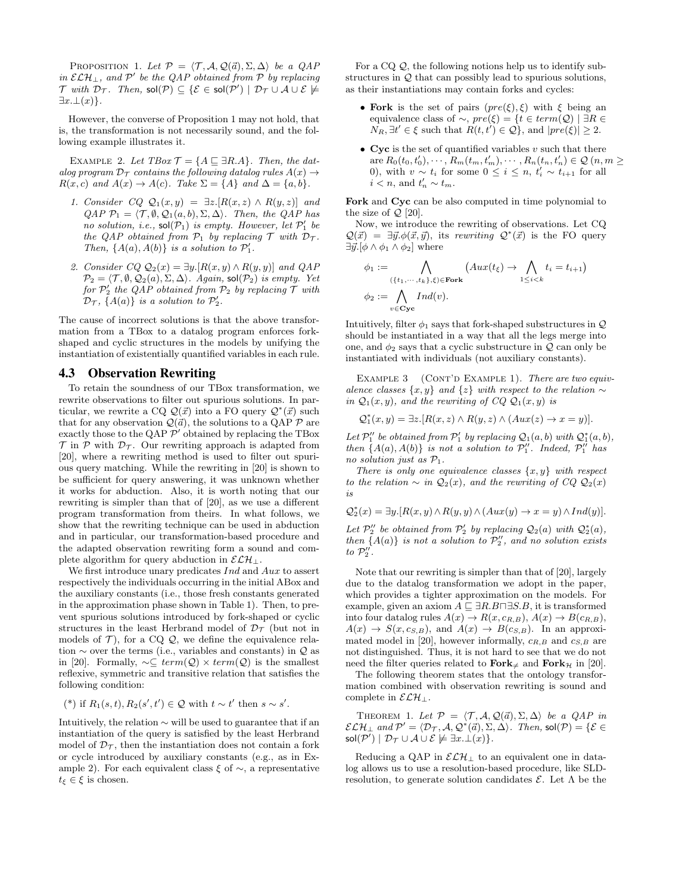PROPOSITION 1. *Let $\mathcal{P} = \langle \mathcal{T}, \mathcal{A}, \mathcal{Q}(\vec{a}), \Sigma, \Delta\rangle$ be a QAP in $\mathcal{ELH}_\bot$, and $\mathcal{P}'$ be the QAP obtained from $\mathcal{P}$ by replacing $\mathcal{T}$ with $\mathcal{D}_\mathcal{T}$. Then, $\mathsf{sol}(\mathcal{P}) \subseteq \{\mathcal{E} \in \mathsf{sol}(\mathcal{P}') \mid \mathcal{D}_\mathcal{T} \cup \mathcal{A} \cup \mathcal{E} \not\models \exists x.\bot(x)\}$.*

However, the converse of Proposition 1 may not hold, that is, the transformation is not necessarily sound, and the following example illustrates it.

EXAMPLE 2. *Let TBox $\mathcal{T} = \{A \sqsubseteq \exists R.A\}$. Then, the datalog program $\mathcal{D}_\mathcal{T}$ contains the following datalog rules $A(x) \rightarrow R(x, c)$ and $A(x) \rightarrow A(c)$. Take $\Sigma = \{A\}$ and $\Delta = \{a, b\}$.*

1. *Consider CQ $\mathcal{Q}_1(x, y) = \exists z.[R(x, z) \wedge R(y, z)]$ and QAP $\mathcal{P}_1 = \langle \mathcal{T}, \emptyset, \mathcal{Q}_1(a, b), \Sigma, \Delta\rangle$. Then, the QAP has no solution, i.e., $\mathsf{sol}(\mathcal{P}_1)$ is empty. However, let $\mathcal{P}_1'$ be the QAP obtained from $\mathcal{P}_1$ by replacing $\mathcal{T}$ with $\mathcal{D}_\mathcal{T}$. Then, $\{A(a), A(b)\}$ is a solution to $\mathcal{P}_1'$.*
2. *Consider CQ $\mathcal{Q}_2(x) = \exists y.[R(x, y) \wedge R(y, y)]$ and QAP $\mathcal{P}_2 = \langle \mathcal{T}, \emptyset, \mathcal{Q}_2(a), \Sigma, \Delta\rangle$. Again, $\mathsf{sol}(\mathcal{P}_2)$ is empty. Yet for $\mathcal{P}_2'$ the QAP obtained from $\mathcal{P}_2$ by replacing $\mathcal{T}$ with $\mathcal{D}_\mathcal{T}$, $\{A(a)\}$ is a solution to $\mathcal{P}_2'$.*

The cause of incorrect solutions is that the above transformation from a TBox to a datalog program enforces fork-shaped and cyclic structures in the models by unifying the instantiation of existentially quantified variables in each rule.

## 4.3 Observation Rewriting

To retain the soundness of our TBox transformation, we rewrite observations to filter out spurious solutions. In particular, we rewrite a CQ $\mathcal{Q}(\vec{x})$ into a FO query $\mathcal{Q}^*(\vec{x})$ such that for any observation $\mathcal{Q}(\vec{a})$, the solutions to a QAP $\mathcal{P}$ are exactly those to the QAP $\mathcal{P}'$ obtained by replacing the TBox $\mathcal{T}$ in $\mathcal{P}$ with $\mathcal{D}_\mathcal{T}$. Our rewriting approach is adapted from [20], where a rewriting method is used to filter out spurious query matching. While the rewriting in [20] is shown to be sufficient for query answering, it was unknown whether it works for abduction. Also, it is worth noting that our rewriting is simpler than that of [20], as we use a different program transformation from theirs. In what follows, we show that the rewriting technique can be used in abduction and in particular, our transformation-based procedure and the adapted observation rewriting form a sound and complete algorithm for query abduction in $\mathcal{ELH}_\bot$.

We first introduce unary predicates $Ind$ and $Aux$ to assert respectively the individuals occurring in the initial ABox and the auxiliary constants (i.e., those fresh constants generated in the approximation phase shown in Table 1). Then, to prevent spurious solutions introduced by fork-shaped or cyclic structures in the least Herbrand model of $\mathcal{D}_\mathcal{T}$ (but not in models of $\mathcal{T}$), for a CQ $\mathcal{Q}$, we define the equivalence relation $\sim$ over the terms (i.e., variables and constants) in $\mathcal{Q}$ as in [20]. Formally, $\sim \subseteq term(\mathcal{Q}) \times term(\mathcal{Q})$ is the smallest reflexive, symmetric and transitive relation that satisfies the following condition:

(*) if $R_1(s, t), R_2(s', t') \in \mathcal{Q}$ with $t \sim t'$ then $s \sim s'$.

Intuitively, the relation $\sim$ will be used to guarantee that if an instantiation of the query is satisfied by the least Herbrand model of $\mathcal{D}_\mathcal{T}$, then the instantiation does not contain a fork or cycle introduced by auxiliary constants (e.g., as in Example 2). For each equivalent class $\xi$ of $\sim$, a representative $t_\xi \in \xi$ is chosen.

For a CQ $\mathcal{Q}$, the following notions help us to identify substructures in $\mathcal{Q}$ that can possibly lead to spurious solutions, as their instantiations may contain forks and cycles:

- **Fork** is the set of pairs $(pre(\xi), \xi)$ with $\xi$ being an equivalence class of $\sim$, $pre(\xi) = \{t \in term(\mathcal{Q}) \mid \exists R \in N_R, \exists t' \in \xi$ such that $R(t, t') \in \mathcal{Q}\}$, and $|pre(\xi)| \geq 2$.
- **Cyc** is the set of quantified variables $v$ such that there are $R_0(t_0, t_0'), \cdots, R_m(t_m, t_m'), \cdots, R_n(t_n, t_n') \in \mathcal{Q}$ $(n, m \geq 0)$, with $v \sim t_i$ for some $0 \leq i \leq n$, $t_i' \sim t_{i+1}$ for all $i < n$, and $t_n' \sim t_m$.

**Fork** and **Cyc** can be also computed in time polynomial to the size of $\mathcal{Q}$ [20].

Now, we introduce the rewriting of observations. Let CQ $\mathcal{Q}(\vec{x}) = \exists \vec{y}.\phi(\vec{x}, \vec{y})$, its *rewriting* $\mathcal{Q}^*(\vec{x})$ is the FO query $\exists \vec{y}.[\phi \wedge \phi_1 \wedge \phi_2]$ where

$$\phi_1 := \bigwedge_{(\{t_1, \cdots, t_k\}, \xi) \in \mathbf{Fork}} \Big(Aux(t_\xi) \rightarrow \bigwedge_{1 \leq i < k} t_i = t_{i+1}\Big)$$

$$\phi_2 := \bigwedge_{v \in \mathbf{Cyc}} Ind(v).$$

Intuitively, filter $\phi_1$ says that fork-shaped substructures in $\mathcal{Q}$ should be instantiated in a way that all the legs merge into one, and $\phi_2$ says that a cyclic substructure in $\mathcal{Q}$ can only be instantiated with individuals (not auxiliary constants).

EXAMPLE 3 (CONT'D EXAMPLE 1). *There are two equivalence classes $\{x, y\}$ and $\{z\}$ with respect to the relation $\sim$ in $\mathcal{Q}_1(x, y)$, and the rewriting of CQ $\mathcal{Q}_1(x, y)$ is*

$$\mathcal{Q}_1^*(x, y) = \exists z.[R(x, z) \wedge R(y, z) \wedge (Aux(z) \rightarrow x = y)].$$

*Let $\mathcal{P}_1''$ be obtained from $\mathcal{P}_1'$ by replacing $\mathcal{Q}_1(a, b)$ with $\mathcal{Q}_1^*(a, b)$, then $\{A(a), A(b)\}$ is not a solution to $\mathcal{P}_1''$. Indeed, $\mathcal{P}_1''$ has no solution just as $\mathcal{P}_1$.*

*There is only one equivalence classes $\{x, y\}$ with respect to the relation $\sim$ in $\mathcal{Q}_2(x)$, and the rewriting of CQ $\mathcal{Q}_2(x)$ is*

$$\mathcal{Q}_2^*(x) = \exists y.[R(x, y) \wedge R(y, y) \wedge (Aux(y) \rightarrow x = y) \wedge Ind(y)].$$

*Let $\mathcal{P}_2''$ be obtained from $\mathcal{P}_2'$ by replacing $\mathcal{Q}_2(a)$ with $\mathcal{Q}_2^*(a)$, then $\{A(a)\}$ is not a solution to $\mathcal{P}_2''$, and no solution exists to $\mathcal{P}_2''$.*

Note that our rewriting is simpler than that of [20], largely due to the datalog transformation we adopt in the paper, which provides a tighter approximation on the models. For example, given an axiom $A \sqsubseteq \exists R.B \sqcap \exists S.B$, it is transformed into four datalog rules $A(x) \rightarrow R(x, c_{R,B})$, $A(x) \rightarrow B(c_{R,B})$, $A(x) \rightarrow S(x, c_{S,B})$, and $A(x) \rightarrow B(c_{S,B})$. In an approximated model in [20], however informally, $c_{R,B}$ and $c_{S,B}$ are not distinguished. Thus, it is not hard to see that we do not need the filter queries related to $\mathbf{Fork}_{\neq}$ and $\mathbf{Fork}_{\mathcal{H}}$ in [20].

The following theorem states that the ontology transformation combined with observation rewriting is sound and complete in $\mathcal{ELH}_\bot$.

THEOREM 1. *Let $\mathcal{P} = \langle \mathcal{T}, \mathcal{A}, \mathcal{Q}(\vec{a}), \Sigma, \Delta\rangle$ be a QAP in $\mathcal{ELH}_\bot$ and $\mathcal{P}' = \langle \mathcal{D}_\mathcal{T}, \mathcal{A}, \mathcal{Q}^*(\vec{a}), \Sigma, \Delta\rangle$. Then, $\mathsf{sol}(\mathcal{P}) = \{\mathcal{E} \in \mathsf{sol}(\mathcal{P}') \mid \mathcal{D}_\mathcal{T} \cup \mathcal{A} \cup \mathcal{E} \not\models \exists x.\bot(x)\}$.*

Reducing a QAP in $\mathcal{ELH}_\bot$ to an equivalent one in datalog allows us to use a resolution-based procedure, like SLD-resolution, to generate solution candidates $\mathcal{E}$. Let $\Lambda$ be the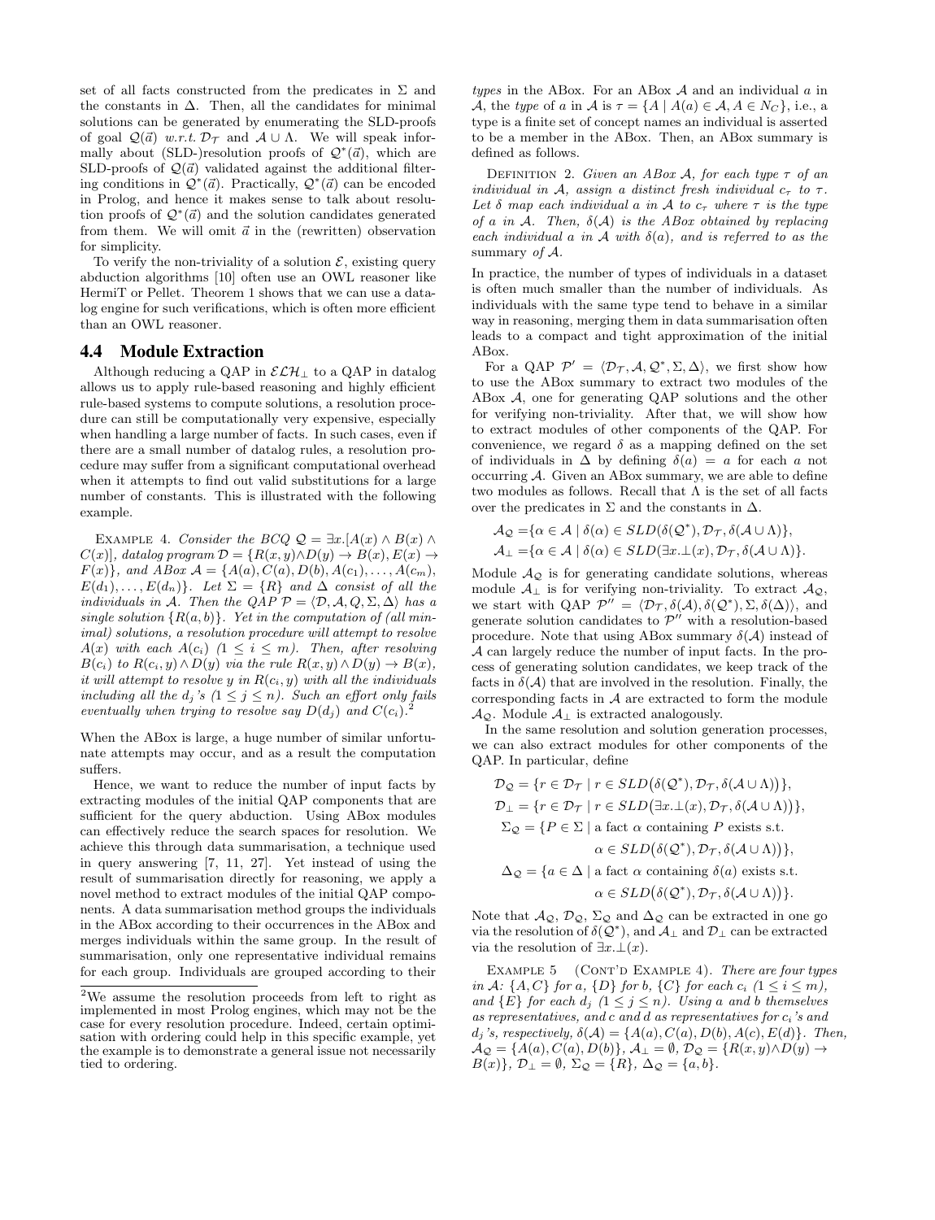set of all facts constructed from the predicates in $\Sigma$ and the constants in $\Delta$. Then, all the candidates for minimal solutions can be generated by enumerating the SLD-proofs of goal $\mathcal{Q}(\vec{a})$ *w.r.t.* $\mathcal{D}_\mathcal{T}$ and $\mathcal{A} \cup \Lambda$. We will speak informally about (SLD-)resolution proofs of $\mathcal{Q}^*(\vec{a})$, which are SLD-proofs of $\mathcal{Q}(\vec{a})$ validated against the additional filtering conditions in $\mathcal{Q}^*(\vec{a})$. Practically, $\mathcal{Q}^*(\vec{a})$ can be encoded in Prolog, and hence it makes sense to talk about resolution proofs of $\mathcal{Q}^*(\vec{a})$ and the solution candidates generated from them. We will omit $\vec{a}$ in the (rewritten) observation for simplicity.

To verify the non-triviality of a solution $\mathcal{E}$, existing query abduction algorithms [10] often use an OWL reasoner like HermiT or Pellet. Theorem 1 shows that we can use a datalog engine for such verifications, which is often more efficient than an OWL reasoner.

## 4.4 Module Extraction

Although reducing a QAP in $\mathcal{ELH}_\bot$ to a QAP in datalog allows us to apply rule-based reasoning and highly efficient rule-based systems to compute solutions, a resolution procedure can still be computationally very expensive, especially when handling a large number of facts. In such cases, even if there are a small number of datalog rules, a resolution procedure may suffer from a significant computational overhead when it attempts to find out valid substitutions for a large number of constants. This is illustrated with the following example.

Example 4. *Consider the BCQ $\mathcal{Q} = \exists x.[A(x) \wedge B(x) \wedge C(x)]$, datalog program $\mathcal{D} = \{R(x, y) \wedge D(y) \rightarrow B(x), E(x) \rightarrow F(x)\}$, and ABox $\mathcal{A} = \{A(a), C(a), D(b), A(c_1), \ldots, A(c_m), E(d_1), \ldots, E(d_n)\}$. Let $\Sigma = \{R\}$ and $\Delta$ consist of all the individuals in $\mathcal{A}$. Then the QAP $\mathcal{P} = \langle \mathcal{D}, \mathcal{A}, Q, \Sigma, \Delta \rangle$ has a single solution $\{R(a, b)\}$. Yet in the computation of (all minimal) solutions, a resolution procedure will attempt to resolve $A(x)$ with each $A(c_i)$ ($1 \leq i \leq m$). Then, after resolving $B(c_i)$ to $R(c_i, y) \wedge D(y)$ via the rule $R(x, y) \wedge D(y) \rightarrow B(x)$, it will attempt to resolve $y$ in $R(c_i, y)$ with all the individuals including all the $d_j$'s ($1 \leq j \leq n$). Such an effort only fails eventually when trying to resolve say $D(d_j)$ and $C(c_i)$.*[2]

When the ABox is large, a huge number of similar unfortunate attempts may occur, and as a result the computation suffers.

Hence, we want to reduce the number of input facts by extracting modules of the initial QAP components that are sufficient for the query abduction. Using ABox modules can effectively reduce the search spaces for resolution. We achieve this through data summarisation, a technique used in query answering [7, 11, 27]. Yet instead of using the result of summarisation directly for reasoning, we apply a novel method to extract modules of the initial QAP components. A data summarisation method groups the individuals in the ABox according to their occurrences in the ABox and merges individuals within the same group. In the result of summarisation, only one representative individual remains for each group. Individuals are grouped according to their *types* in the ABox. For an ABox $\mathcal{A}$ and an individual $a$ in $\mathcal{A}$, the *type* of $a$ in $\mathcal{A}$ is $\tau = \{A \mid A(a) \in \mathcal{A}, A \in N_C\}$, i.e., a type is a finite set of concept names an individual is asserted to be a member in the ABox. Then, an ABox summary is defined as follows.

Definition 2. *Given an ABox $\mathcal{A}$, for each type $\tau$ of an individual in $\mathcal{A}$, assign a distinct fresh individual $c_\tau$ to $\tau$. Let $\delta$ map each individual $a$ in $\mathcal{A}$ to $c_\tau$ where $\tau$ is the type of $a$ in $\mathcal{A}$. Then, $\delta(\mathcal{A})$ is the ABox obtained by replacing each individual $a$ in $\mathcal{A}$ with $\delta(a)$, and is referred to as the* summary *of $\mathcal{A}$.*

In practice, the number of types of individuals in a dataset is often much smaller than the number of individuals. As individuals with the same type tend to behave in a similar way in reasoning, merging them in data summarisation often leads to a compact and tight approximation of the initial ABox.

For a QAP $\mathcal{P}' = \langle \mathcal{D}_\mathcal{T}, \mathcal{A}, \mathcal{Q}^*, \Sigma, \Delta \rangle$, we first show how to use the ABox summary to extract two modules of the ABox $\mathcal{A}$, one for generating QAP solutions and the other for verifying non-triviality. After that, we will show how to extract modules of other components of the QAP. For convenience, we regard $\delta$ as a mapping defined on the set of individuals in $\Delta$ by defining $\delta(a) = a$ for each $a$ not occurring $\mathcal{A}$. Given an ABox summary, we are able to define two modules as follows. Recall that $\Lambda$ is the set of all facts over the predicates in $\Sigma$ and the constants in $\Delta$.

$$\mathcal{A}_\mathcal{Q} = \{\alpha \in \mathcal{A} \mid \delta(\alpha) \in SLD(\delta(\mathcal{Q}^*), \mathcal{D}_\mathcal{T}, \delta(\mathcal{A} \cup \Lambda)\},$$
$$\mathcal{A}_\bot = \{\alpha \in \mathcal{A} \mid \delta(\alpha) \in SLD(\exists x.\bot(x), \mathcal{D}_\mathcal{T}, \delta(\mathcal{A} \cup \Lambda)\}.$$

Module $\mathcal{A}_\mathcal{Q}$ is for generating candidate solutions, whereas module $\mathcal{A}_\bot$ is for verifying non-triviality. To extract $\mathcal{A}_\mathcal{Q}$, we start with QAP $\mathcal{P}'' = \langle \mathcal{D}_\mathcal{T}, \delta(\mathcal{A}), \delta(\mathcal{Q}^*), \Sigma, \delta(\Delta) \rangle$, and generate solution candidates to $\mathcal{P}''$ with a resolution-based procedure. Note that using ABox summary $\delta(\mathcal{A})$ instead of $\mathcal{A}$ can largely reduce the number of input facts. In the process of generating solution candidates, we keep track of the facts in $\delta(\mathcal{A})$ that are involved in the resolution. Finally, the corresponding facts in $\mathcal{A}$ are extracted to form the module $\mathcal{A}_\mathcal{Q}$. Module $\mathcal{A}_\bot$ is extracted analogously.

In the same resolution and solution generation processes, we can also extract modules for other components of the QAP. In particular, define

$$\mathcal{D}_\mathcal{Q} = \{r \in \mathcal{D}_\mathcal{T} \mid r \in SLD\big(\delta(\mathcal{Q}^*), \mathcal{D}_\mathcal{T}, \delta(\mathcal{A} \cup \Lambda)\big)\},$$
$$\mathcal{D}_\bot = \{r \in \mathcal{D}_\mathcal{T} \mid r \in SLD\big(\exists x.\bot(x), \mathcal{D}_\mathcal{T}, \delta(\mathcal{A} \cup \Lambda)\big)\},$$
$$\Sigma_\mathcal{Q} = \{P \in \Sigma \mid \text{a fact } \alpha \text{ containing } P \text{ exists s.t. } \alpha \in SLD\big(\delta(\mathcal{Q}^*), \mathcal{D}_\mathcal{T}, \delta(\mathcal{A} \cup \Lambda)\big)\},$$
$$\Delta_\mathcal{Q} = \{a \in \Delta \mid \text{a fact } \alpha \text{ containing } \delta(a) \text{ exists s.t. } \alpha \in SLD\big(\delta(\mathcal{Q}^*), \mathcal{D}_\mathcal{T}, \delta(\mathcal{A} \cup \Lambda)\big)\}.$$

Note that $\mathcal{A}_\mathcal{Q}$, $\mathcal{D}_\mathcal{Q}$, $\Sigma_\mathcal{Q}$ and $\Delta_\mathcal{Q}$ can be extracted in one go via the resolution of $\delta(\mathcal{Q}^*)$, and $\mathcal{A}_\bot$ and $\mathcal{D}_\bot$ can be extracted via the resolution of $\exists x.\bot(x)$.

Example 5 (Cont'd Example 4). *There are four types in $\mathcal{A}$: $\{A, C\}$ for $a$, $\{D\}$ for $b$, $\{C\}$ for each $c_i$ ($1 \leq i \leq m$), and $\{E\}$ for each $d_j$ ($1 \leq j \leq n$). Using $a$ and $b$ themselves as representatives, and $c$ and $d$ as representatives for $c_i$'s and $d_j$'s, respectively, $\delta(\mathcal{A}) = \{A(a), C(a), D(b), A(c), E(d)\}$. Then, $\mathcal{A}_\mathcal{Q} = \{A(a), C(a), D(b)\}$, $\mathcal{A}_\bot = \emptyset$, $\mathcal{D}_\mathcal{Q} = \{R(x, y) \wedge D(y) \rightarrow B(x)\}$, $\mathcal{D}_\bot = \emptyset$, $\Sigma_\mathcal{Q} = \{R\}$, $\Delta_\mathcal{Q} = \{a, b\}$.*

[2] We assume the resolution proceeds from left to right as implemented in most Prolog engines, which may not be the case for every resolution procedure. Indeed, certain optimisation with ordering could help in this specific example, yet the example is to demonstrate a general issue not necessarily tied to ordering.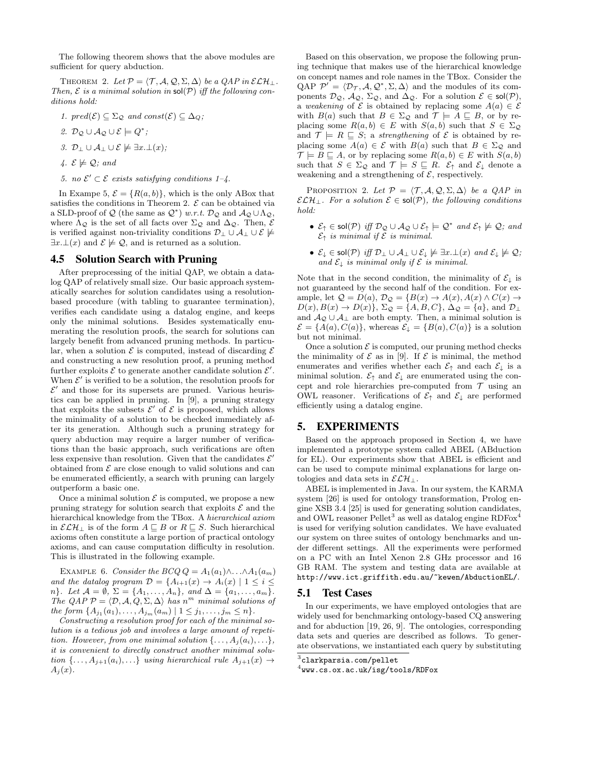The following theorem shows that the above modules are sufficient for query abduction.

THEOREM 2. *Let $\mathcal{P} = \langle \mathcal{T}, \mathcal{A}, \mathcal{Q}, \Sigma, \Delta \rangle$ be a QAP in $\mathcal{ELH}_\bot$. Then, $\mathcal{E}$ is a minimal solution in $\mathsf{sol}(\mathcal{P})$ iff the following conditions hold:*

1. *$pred(\mathcal{E}) \subseteq \Sigma_\mathcal{Q}$ and $const(\mathcal{E}) \subseteq \Delta_Q$;*
2. *$\mathcal{D}_\mathcal{Q} \cup \mathcal{A}_\mathcal{Q} \cup \mathcal{E} \models Q^*$;*
3. *$\mathcal{D}_\bot \cup \mathcal{A}_\bot \cup \mathcal{E} \not\models \exists x.\bot(x)$;*
4. *$\mathcal{E} \not\models \mathcal{Q}$; and*
5. *no $\mathcal{E}' \subset \mathcal{E}$ exists satisfying conditions 1–4.*

In Exampe 5, $\mathcal{E} = \{R(a,b)\}$, which is the only ABox that satisfies the conditions in Theorem 2. $\mathcal{E}$ can be obtained via a SLD-proof of $\mathcal{Q}$ (the same as $\mathcal{Q}^*$) *w.r.t.* $\mathcal{D}_\mathcal{Q}$ and $\mathcal{A}_\mathcal{Q} \cup \Lambda_\mathcal{Q}$, where $\Lambda_\mathcal{Q}$ is the set of all facts over $\Sigma_\mathcal{Q}$ and $\Delta_\mathcal{Q}$. Then, $\mathcal{E}$ is verified against non-triviality conditions $\mathcal{D}_\bot \cup \mathcal{A}_\bot \cup \mathcal{E} \not\models \exists x.\bot(x)$ and $\mathcal{E} \not\models \mathcal{Q}$, and is returned as a solution.

## 4.5 Solution Search with Pruning

After preprocessing of the initial QAP, we obtain a datalog QAP of relatively small size. Our basic approach systematically searches for solution candidates using a resolution-based procedure (with tabling to guarantee termination), verifies each candidate using a datalog engine, and keeps only the minimal solutions. Besides systematically enumerating the resolution proofs, the search for solutions can largely benefit from advanced pruning methods. In particular, when a solution $\mathcal{E}$ is computed, instead of discarding $\mathcal{E}$ and constructing a new resolution proof, a pruning method further exploits $\mathcal{E}$ to generate another candidate solution $\mathcal{E}'$. When $\mathcal{E}'$ is verified to be a solution, the resolution proofs for $\mathcal{E}'$ and those for its supersets are pruned. Various heuristics can be applied in pruning. In [9], a pruning strategy that exploits the subsets $\mathcal{E}'$ of $\mathcal{E}$ is proposed, which allows the minimality of a solution to be checked immediately after its generation. Although such a pruning strategy for query abduction may require a larger number of verifications than the basic approach, such verifications are often less expensive than resolution. Given that the candidates $\mathcal{E}'$ obtained from $\mathcal{E}$ are close enough to valid solutions and can be enumerated efficiently, a search with pruning can largely outperform a basic one.

Once a minimal solution $\mathcal{E}$ is computed, we propose a new pruning strategy for solution search that exploits $\mathcal{E}$ and the hierarchical knowledge from the TBox. A *hierarchical axiom* in $\mathcal{ELH}_\bot$ is of the form $A \sqsubseteq B$ or $R \sqsubseteq S$. Such hierarchical axioms often constitute a large portion of practical ontology axioms, and can cause computation difficulty in resolution. This is illustrated in the following example.

EXAMPLE 6. *Consider the BCQ $Q = A_1(a_1) \wedge \ldots \wedge A_1(a_m)$ and the datalog program $\mathcal{D} = \{A_{i+1}(x) \rightarrow A_i(x) \mid 1 \leq i \leq n\}$. Let $\mathcal{A} = \emptyset$, $\Sigma = \{A_1, \ldots, A_n\}$, and $\Delta = \{a_1, \ldots, a_m\}$. The QAP $\mathcal{P} = \langle \mathcal{D}, \mathcal{A}, Q, \Sigma, \Delta \rangle$ has $n^m$ minimal solutions of the form $\{A_{j_1}(a_1), \ldots, A_{j_m}(a_m) \mid 1 \leq j_1, \ldots, j_m \leq n\}$.*

*Constructing a resolution proof for each of the minimal solution is a tedious job and involves a large amount of repetition. However, from one minimal solution $\{\ldots, A_j(a_i), \ldots\}$, it is convenient to directly construct another minimal solution $\{\ldots, A_{j+1}(a_i), \ldots\}$ using hierarchical rule $A_{j+1}(x) \rightarrow A_j(x)$.*

Based on this observation, we propose the following pruning technique that makes use of the hierarchical knowledge on concept names and role names in the TBox. Consider the QAP $\mathcal{P}' = \langle \mathcal{D}_\mathcal{T}, \mathcal{A}, \mathcal{Q}^*, \Sigma, \Delta \rangle$ and the modules of its components $\mathcal{D}_\mathcal{Q}$, $\mathcal{A}_\mathcal{Q}$, $\Sigma_\mathcal{Q}$, and $\Delta_\mathcal{Q}$. For a solution $\mathcal{E} \in \mathsf{sol}(\mathcal{P})$, a *weakening* of $\mathcal{E}$ is obtained by replacing some $A(a) \in \mathcal{E}$ with $B(a)$ such that $B \in \Sigma_\mathcal{Q}$ and $\mathcal{T} \models A \sqsubseteq B$, or by replacing some $R(a,b) \in E$ with $S(a,b)$ such that $S \in \Sigma_\mathcal{Q}$ and $\mathcal{T} \models R \sqsubseteq S$; a *strengthening* of $\mathcal{E}$ is obtained by replacing some $A(a) \in \mathcal{E}$ with $B(a)$ such that $B \in \Sigma_\mathcal{Q}$ and $\mathcal{T} \models B \sqsubseteq A$, or by replacing some $R(a,b) \in E$ with $S(a,b)$ such that $S \in \Sigma_\mathcal{Q}$ and $\mathcal{T} \models S \sqsubseteq R$. $\mathcal{E}_\uparrow$ and $\mathcal{E}_\downarrow$ denote a weakening and a strengthening of $\mathcal{E}$, respectively.

PROPOSITION 2. *Let $\mathcal{P} = \langle \mathcal{T}, \mathcal{A}, \mathcal{Q}, \Sigma, \Delta \rangle$ be a QAP in $\mathcal{ELH}_\bot$. For a solution $\mathcal{E} \in \mathsf{sol}(\mathcal{P})$, the following conditions hold:*

- *$\mathcal{E}_\uparrow \in \mathsf{sol}(\mathcal{P})$ iff $\mathcal{D}_\mathcal{Q} \cup \mathcal{A}_\mathcal{Q} \cup \mathcal{E}_\uparrow \models \mathcal{Q}^*$ and $\mathcal{E}_\uparrow \not\models \mathcal{Q}$; and $\mathcal{E}_\uparrow$ is minimal if $\mathcal{E}$ is minimal.*
- *$\mathcal{E}_\downarrow \in \mathsf{sol}(\mathcal{P})$ iff $\mathcal{D}_\bot \cup \mathcal{A}_\bot \cup \mathcal{E}_\downarrow \not\models \exists x.\bot(x)$ and $\mathcal{E}_\downarrow \not\models \mathcal{Q}$; and $\mathcal{E}_\downarrow$ is minimal only if $\mathcal{E}$ is minimal.*

Note that in the second condition, the minimality of $\mathcal{E}_\downarrow$ is not guaranteed by the second half of the condition. For example, let $\mathcal{Q} = D(a)$, $\mathcal{D}_\mathcal{Q} = \{B(x) \rightarrow A(x), A(x) \wedge C(x) \rightarrow D(x), B(x) \rightarrow D(x)\}$, $\Sigma_\mathcal{Q} = \{A, B, C\}$, $\Delta_\mathcal{Q} = \{a\}$, and $\mathcal{D}_\bot$ and $\mathcal{A}_\mathcal{Q} \cup \mathcal{A}_\bot$ are both empty. Then, a minimal solution is $\mathcal{E} = \{A(a), C(a)\}$, whereas $\mathcal{E}_\downarrow = \{B(a), C(a)\}$ is a solution but not minimal.

Once a solution $\mathcal{E}$ is computed, our pruning method checks the minimality of $\mathcal{E}$ as in [9]. If $\mathcal{E}$ is minimal, the method enumerates and verifies whether each $\mathcal{E}_\uparrow$ and each $\mathcal{E}_\downarrow$ is a minimal solution. $\mathcal{E}_\uparrow$ and $\mathcal{E}_\downarrow$ are enumerated using the concept and role hierarchies pre-computed from $\mathcal{T}$ using an OWL reasoner. Verifications of $\mathcal{E}_\uparrow$ and $\mathcal{E}_\downarrow$ are performed efficiently using a datalog engine.

# 5. EXPERIMENTS

Based on the approach proposed in Section 4, we have implemented a prototype system called ABEL (ABduction for EL). Our experiments show that ABEL is efficient and can be used to compute minimal explanations for large ontologies and data sets in $\mathcal{ELH}_\bot$.

ABEL is implemented in Java. In our system, the KARMA system [26] is used for ontology transformation, Prolog engine XSB 3.4 [25] is used for generating solution candidates, and OWL reasoner Pellet[3] as well as datalog engine RDFox[4] is used for verifying solution candidates. We have evaluated our system on three suites of ontology benchmarks and under different settings. All the experiments were performed on a PC with an Intel Xenon 2.8 GHz processor and 16 GB RAM. The system and testing data are available at http://www.ict.griffith.edu.au/~kewen/AbductionEL/.

## 5.1 Test Cases

In our experiments, we have employed ontologies that are widely used for benchmarking ontology-based CQ answering and for abduction [19, 26, 9]. The ontologies, corresponding data sets and queries are described as follows. To generate observations, we instantiated each query by substituting

[3] clarkparsia.com/pellet

[4] www.cs.ox.ac.uk/isg/tools/RDFox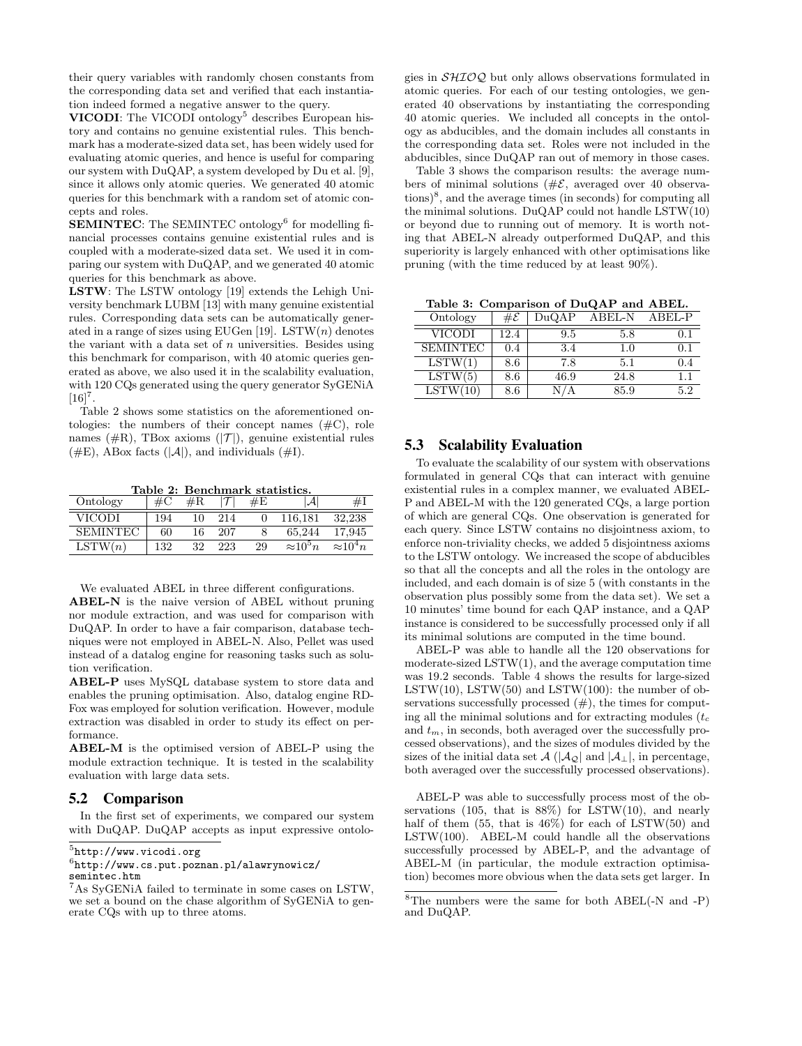their query variables with randomly chosen constants from the corresponding data set and verified that each instantiation indeed formed a negative answer to the query.

**VICODI**: The VICODI ontology[5] describes European history and contains no genuine existential rules. This benchmark has a moderate-sized data set, has been widely used for evaluating atomic queries, and hence is useful for comparing our system with DuQAP, a system developed by Du et al. [9], since it allows only atomic queries. We generated 40 atomic queries for this benchmark with a random set of atomic concepts and roles.

**SEMINTEC**: The SEMINTEC ontology[6] for modelling financial processes contains genuine existential rules and is coupled with a moderate-sized data set. We used it in comparing our system with DuQAP, and we generated 40 atomic queries for this benchmark as above.

**LSTW**: The LSTW ontology [19] extends the Lehigh University benchmark LUBM [13] with many genuine existential rules. Corresponding data sets can be automatically generated in a range of sizes using EUGen [19]. LSTW($n$) denotes the variant with a data set of $n$ universities. Besides using this benchmark for comparison, with 40 atomic queries generated as above, we also used it in the scalability evaluation, with 120 CQs generated using the query generator SyGENiA [16][7].

Table 2 shows some statistics on the aforementioned ontologies: the numbers of their concept names (#C), role names (#R), TBox axioms ($|\mathcal{T}|$), genuine existential rules (#E), ABox facts ($|\mathcal{A}|$), and individuals (#I).

**Table 2: Benchmark statistics.**

| Ontology | #C | #R | $\|\mathcal{T}\|$ | #E | $\|\mathcal{A}\|$ | #I |
|---|---|---|---|---|---|---|
| VICODI | 194 | 10 | 214 | 0 | 116,181 | 32,238 |
| SEMINTEC | 60 | 16 | 207 | 8 | 65,244 | 17,945 |
| LSTW($n$) | 132 | 32 | 223 | 29 | $\approx 10^5 n$ | $\approx 10^4 n$ |

We evaluated ABEL in three different configurations.

**ABEL-N** is the naive version of ABEL without pruning nor module extraction, and was used for comparison with DuQAP. In order to have a fair comparison, database techniques were not employed in ABEL-N. Also, Pellet was used instead of a datalog engine for reasoning tasks such as solution verification.

**ABEL-P** uses MySQL database system to store data and enables the pruning optimisation. Also, datalog engine RDFox was employed for solution verification. However, module extraction was disabled in order to study its effect on performance.

**ABEL-M** is the optimised version of ABEL-P using the module extraction technique. It is tested in the scalability evaluation with large data sets.

## 5.2 Comparison

In the first set of experiments, we compared our system with DuQAP. DuQAP accepts as input expressive ontologies in $\mathcal{SHIOQ}$ but only allows observations formulated in atomic queries. For each of our testing ontologies, we generated 40 observations by instantiating the corresponding 40 atomic queries. We included all concepts in the ontology as abducibles, and the domain includes all constants in the corresponding data set. Roles were not included in the abducibles, since DuQAP ran out of memory in those cases.

Table 3 shows the comparison results: the average numbers of minimal solutions ($\#\mathcal{E}$, averaged over 40 observations)[8], and the average times (in seconds) for computing all the minimal solutions. DuQAP could not handle LSTW(10) or beyond due to running out of memory. It is worth noting that ABEL-N already outperformed DuQAP, and this superiority is largely enhanced with other optimisations like pruning (with the time reduced by at least 90%).

**Table 3: Comparison of DuQAP and ABEL.**

| Ontology | $\#\mathcal{E}$ | DuQAP | ABEL-N | ABEL-P |
|---|---|---|---|---|
| VICODI | 12.4 | 9.5 | 5.8 | 0.1 |
| SEMINTEC | 0.4 | 3.4 | 1.0 | 0.1 |
| LSTW(1) | 8.6 | 7.8 | 5.1 | 0.4 |
| LSTW(5) | 8.6 | 46.9 | 24.8 | 1.1 |
| LSTW(10) | 8.6 | N/A | 85.9 | 5.2 |

## 5.3 Scalability Evaluation

To evaluate the scalability of our system with observations formulated in general CQs that can interact with genuine existential rules in a complex manner, we evaluated ABEL-P and ABEL-M with the 120 generated CQs, a large portion of which are general CQs. One observation is generated for each query. Since LSTW contains no disjointness axiom, to enforce non-triviality checks, we added 5 disjointness axioms to the LSTW ontology. We increased the scope of abducibles so that all the concepts and all the roles in the ontology are included, and each domain is of size 5 (with constants in the observation plus possibly some from the data set). We set a 10 minutes' time bound for each QAP instance, and a QAP instance is considered to be successfully processed only if all its minimal solutions are computed in the time bound.

ABEL-P was able to handle all the 120 observations for moderate-sized LSTW(1), and the average computation time was 19.2 seconds. Table 4 shows the results for large-sized LSTW(10), LSTW(50) and LSTW(100): the number of observations successfully processed (#), the times for computing all the minimal solutions and for extracting modules ($t_c$ and $t_m$, in seconds, both averaged over the successfully processed observations), and the sizes of modules divided by the sizes of the initial data set $\mathcal{A}$ ($|\mathcal{A}_\mathcal{Q}|$ and $|\mathcal{A}_\bot|$, in percentage, both averaged over the successfully processed observations).

ABEL-P was able to successfully process most of the observations (105, that is 88%) for LSTW(10), and nearly half of them (55, that is 46%) for each of LSTW(50) and LSTW(100). ABEL-M could handle all the observations successfully processed by ABEL-P, and the advantage of ABEL-M (in particular, the module extraction optimisation) becomes more obvious when the data sets get larger. In

---

[5] http://www.vicodi.org

[6] http://www.cs.put.poznan.pl/alawrynowicz/semintec.htm

[7] As SyGENiA failed to terminate in some cases on LSTW, we set a bound on the chase algorithm of SyGENiA to generate CQs with up to three atoms.

[8] The numbers were the same for both ABEL(-N and -P) and DuQAP.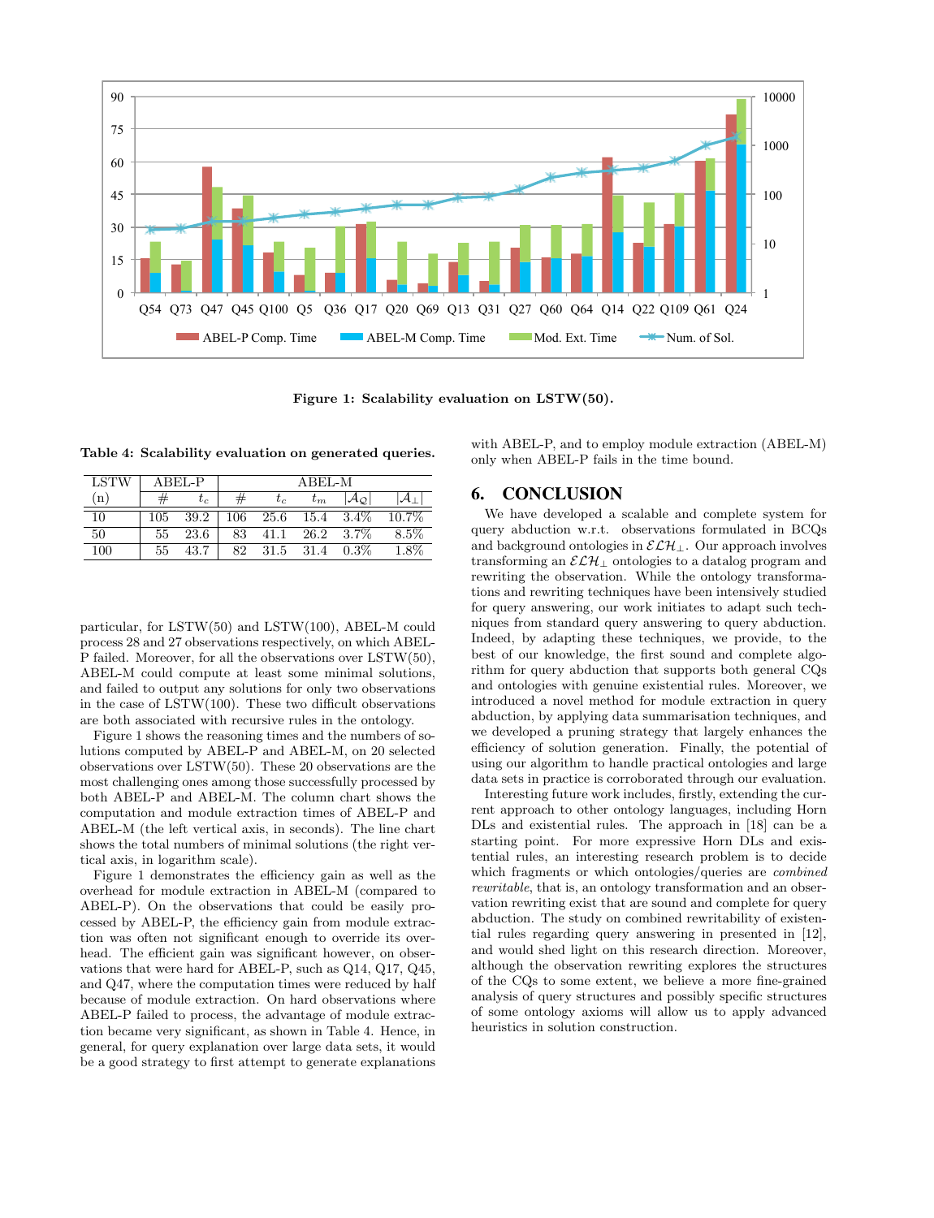Figure 1: Scalability evaluation on LSTW(50).

Table 4: Scalability evaluation on generated queries.

| LSTW | ABEL-P | | ABEL-M | | | | |
|---|---|---|---|---|---|---|---|
| (n) | # | $t_c$ | # | $t_c$ | $t_m$ | $\|\mathcal{A}_\mathcal{Q}\|$ | $\|\mathcal{A}_\perp\|$ |
| 10 | 105 | 39.2 | 106 | 25.6 | 15.4 | 3.4% | 10.7% |
| 50 | 55 | 23.6 | 83 | 41.1 | 26.2 | 3.7% | 8.5% |
| 100 | 55 | 43.7 | 82 | 31.5 | 31.4 | 0.3% | 1.8% |

particular, for LSTW(50) and LSTW(100), ABEL-M could process 28 and 27 observations respectively, on which ABEL-P failed. Moreover, for all the observations over LSTW(50), ABEL-M could compute at least some minimal solutions, and failed to output any solutions for only two observations in the case of LSTW(100). These two difficult observations are both associated with recursive rules in the ontology.

Figure 1 shows the reasoning times and the numbers of solutions computed by ABEL-P and ABEL-M, on 20 selected observations over LSTW(50). These 20 observations are the most challenging ones among those successfully processed by both ABEL-P and ABEL-M. The column chart shows the computation and module extraction times of ABEL-P and ABEL-M (the left vertical axis, in seconds). The line chart shows the total numbers of minimal solutions (the right vertical axis, in logarithm scale).

Figure 1 demonstrates the efficiency gain as well as the overhead for module extraction in ABEL-M (compared to ABEL-P). On the observations that could be easily processed by ABEL-P, the efficiency gain from module extraction was often not significant enough to override its overhead. The efficient gain was significant however, on observations that were hard for ABEL-P, such as Q14, Q17, Q45, and Q47, where the computation times were reduced by half because of module extraction. On hard observations where ABEL-P failed to process, the advantage of module extraction became very significant, as shown in Table 4. Hence, in general, for query explanation over large data sets, it would be a good strategy to first attempt to generate explanations with ABEL-P, and to employ module extraction (ABEL-M) only when ABEL-P fails in the time bound.

## 6. CONCLUSION

We have developed a scalable and complete system for query abduction w.r.t. observations formulated in BCQs and background ontologies in $\mathcal{ELH}_\perp$. Our approach involves transforming an $\mathcal{ELH}_\perp$ ontologies to a datalog program and rewriting the observation. While the ontology transformations and rewriting techniques have been intensively studied for query answering, our work initiates to adapt such techniques from standard query answering to query abduction. Indeed, by adapting these techniques, we provide, to the best of our knowledge, the first sound and complete algorithm for query abduction that supports both general CQs and ontologies with genuine existential rules. Moreover, we introduced a novel method for module extraction in query abduction, by applying data summarisation techniques, and we developed a pruning strategy that largely enhances the efficiency of solution generation. Finally, the potential of using our algorithm to handle practical ontologies and large data sets in practice is corroborated through our evaluation.

Interesting future work includes, firstly, extending the current approach to other ontology languages, including Horn DLs and existential rules. The approach in [18] can be a starting point. For more expressive Horn DLs and existential rules, an interesting research problem is to decide which fragments or which ontologies/queries are *combined rewritable*, that is, an ontology transformation and an observation rewriting exist that are sound and complete for query abduction. The study on combined rewritability of existential rules regarding query answering in presented in [12], and would shed light on this research direction. Moreover, although the observation rewriting explores the structures of the CQs to some extent, we believe a more fine-grained analysis of query structures and possibly specific structures of some ontology axioms will allow us to apply advanced heuristics in solution construction.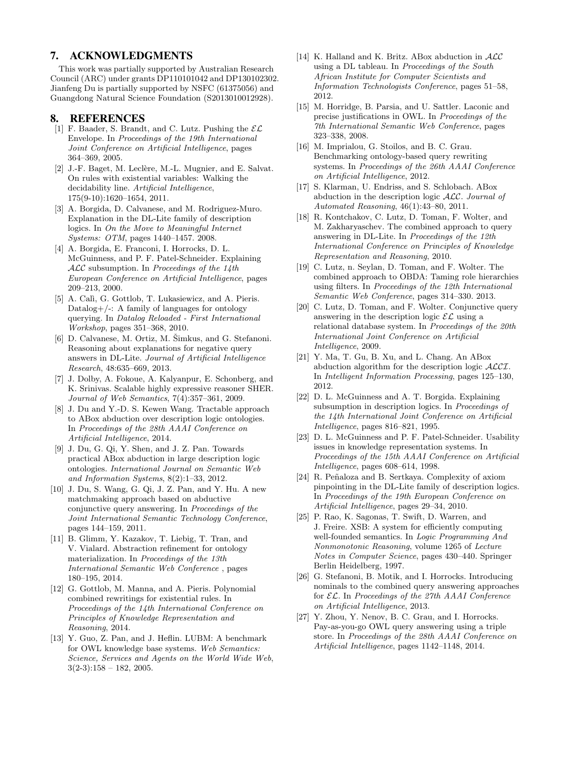## 7. ACKNOWLEDGMENTS

This work was partially supported by Australian Research Council (ARC) under grants DP110101042 and DP130102302. Jianfeng Du is partially supported by NSFC (61375056) and Guangdong Natural Science Foundation (S2013010012928).

## 8. REFERENCES

[1] F. Baader, S. Brandt, and C. Lutz. Pushing the $\mathcal{EL}$ Envelope. In *Proceedings of the 19th International Joint Conference on Artificial Intelligence*, pages 364–369, 2005.

[2] J.-F. Baget, M. Leclère, M.-L. Mugnier, and E. Salvat. On rules with existential variables: Walking the decidability line. *Artificial Intelligence*, 175(9-10):1620–1654, 2011.

[3] A. Borgida, D. Calvanese, and M. Rodriguez-Muro. Explanation in the DL-Lite family of description logics. In *On the Move to Meaningful Internet Systems: OTM*, pages 1440–1457. 2008.

[4] A. Borgida, E. Franconi, I. Horrocks, D. L. McGuinness, and P. F. Patel-Schneider. Explaining $\mathcal{ALC}$ subsumption. In *Proceedings of the 14th European Conference on Artificial Intelligence*, pages 209–213, 2000.

[5] A. Calì, G. Gottlob, T. Lukasiewicz, and A. Pieris. Datalog+/-: A family of languages for ontology querying. In *Datalog Reloaded - First International Workshop*, pages 351–368, 2010.

[6] D. Calvanese, M. Ortiz, M. Šimkus, and G. Stefanoni. Reasoning about explanations for negative query answers in DL-Lite. *Journal of Artificial Intelligence Research*, 48:635–669, 2013.

[7] J. Dolby, A. Fokoue, A. Kalyanpur, E. Schonberg, and K. Srinivas. Scalable highly expressive reasoner SHER. *Journal of Web Semantics*, 7(4):357–361, 2009.

[8] J. Du and Y.-D. S. Kewen Wang. Tractable approach to ABox abduction over description logic ontologies. In *Proceedings of the 28th AAAI Conference on Artificial Intelligence*, 2014.

[9] J. Du, G. Qi, Y. Shen, and J. Z. Pan. Towards practical ABox abduction in large description logic ontologies. *International Journal on Semantic Web and Information Systems*, 8(2):1–33, 2012.

[10] J. Du, S. Wang, G. Qi, J. Z. Pan, and Y. Hu. A new matchmaking approach based on abductive conjunctive query answering. In *Proceedings of the Joint International Semantic Technology Conference*, pages 144–159, 2011.

[11] B. Glimm, Y. Kazakov, T. Liebig, T. Tran, and V. Vialard. Abstraction refinement for ontology materialization. In *Proceedings of the 13th International Semantic Web Conference* , pages 180–195, 2014.

[12] G. Gottlob, M. Manna, and A. Pieris. Polynomial combined rewritings for existential rules. In *Proceedings of the 14th International Conference on Principles of Knowledge Representation and Reasoning*, 2014.

[13] Y. Guo, Z. Pan, and J. Heflin. LUBM: A benchmark for OWL knowledge base systems. *Web Semantics: Science, Services and Agents on the World Wide Web*, 3(2-3):158 – 182, 2005.

[14] K. Halland and K. Britz. ABox abduction in $\mathcal{ALC}$ using a DL tableau. In *Proceedings of the South African Institute for Computer Scientists and Information Technologists Conference*, pages 51–58, 2012.

[15] M. Horridge, B. Parsia, and U. Sattler. Laconic and precise justifications in OWL. In *Proceedings of the 7th International Semantic Web Conference*, pages 323–338, 2008.

[16] M. Imprialou, G. Stoilos, and B. C. Grau. Benchmarking ontology-based query rewriting systems. In *Proceedings of the 26th AAAI Conference on Artificial Intelligence*, 2012.

[17] S. Klarman, U. Endriss, and S. Schlobach. ABox abduction in the description logic $\mathcal{ALC}$. *Journal of Automated Reasoning*, 46(1):43–80, 2011.

[18] R. Kontchakov, C. Lutz, D. Toman, F. Wolter, and M. Zakharyaschev. The combined approach to query answering in DL-Lite. In *Proceedings of the 12th International Conference on Principles of Knowledge Representation and Reasoning*, 2010.

[19] C. Lutz, n. Seylan, D. Toman, and F. Wolter. The combined approach to OBDA: Taming role hierarchies using filters. In *Proceedings of the 12th International Semantic Web Conference*, pages 314–330. 2013.

[20] C. Lutz, D. Toman, and F. Wolter. Conjunctive query answering in the description logic $\mathcal{EL}$ using a relational database system. In *Proceedings of the 20th International Joint Conference on Artificial Intelligence*, 2009.

[21] Y. Ma, T. Gu, B. Xu, and L. Chang. An ABox abduction algorithm for the description logic $\mathcal{ALCI}$. In *Intelligent Information Processing*, pages 125–130, 2012.

[22] D. L. McGuinness and A. T. Borgida. Explaining subsumption in description logics. In *Proceedings of the 14th International Joint Conference on Artificial Intelligence*, pages 816–821, 1995.

[23] D. L. McGuinness and P. F. Patel-Schneider. Usability issues in knowledge representation systems. In *Proceedings of the 15th AAAI Conference on Artificial Intelligence*, pages 608–614, 1998.

[24] R. Peñaloza and B. Sertkaya. Complexity of axiom pinpointing in the DL-Lite family of description logics. In *Proceedings of the 19th European Conference on Artificial Intelligence*, pages 29–34, 2010.

[25] P. Rao, K. Sagonas, T. Swift, D. Warren, and J. Freire. XSB: A system for efficiently computing well-founded semantics. In *Logic Programming And Nonmonotonic Reasoning*, volume 1265 of *Lecture Notes in Computer Science*, pages 430–440. Springer Berlin Heidelberg, 1997.

[26] G. Stefanoni, B. Motik, and I. Horrocks. Introducing nominals to the combined query answering approaches for $\mathcal{EL}$. In *Proceedings of the 27th AAAI Conference on Artificial Intelligence*, 2013.

[27] Y. Zhou, Y. Nenov, B. C. Grau, and I. Horrocks. Pay-as-you-go OWL query answering using a triple store. In *Proceedings of the 28th AAAI Conference on Artificial Intelligence*, pages 1142–1148, 2014.